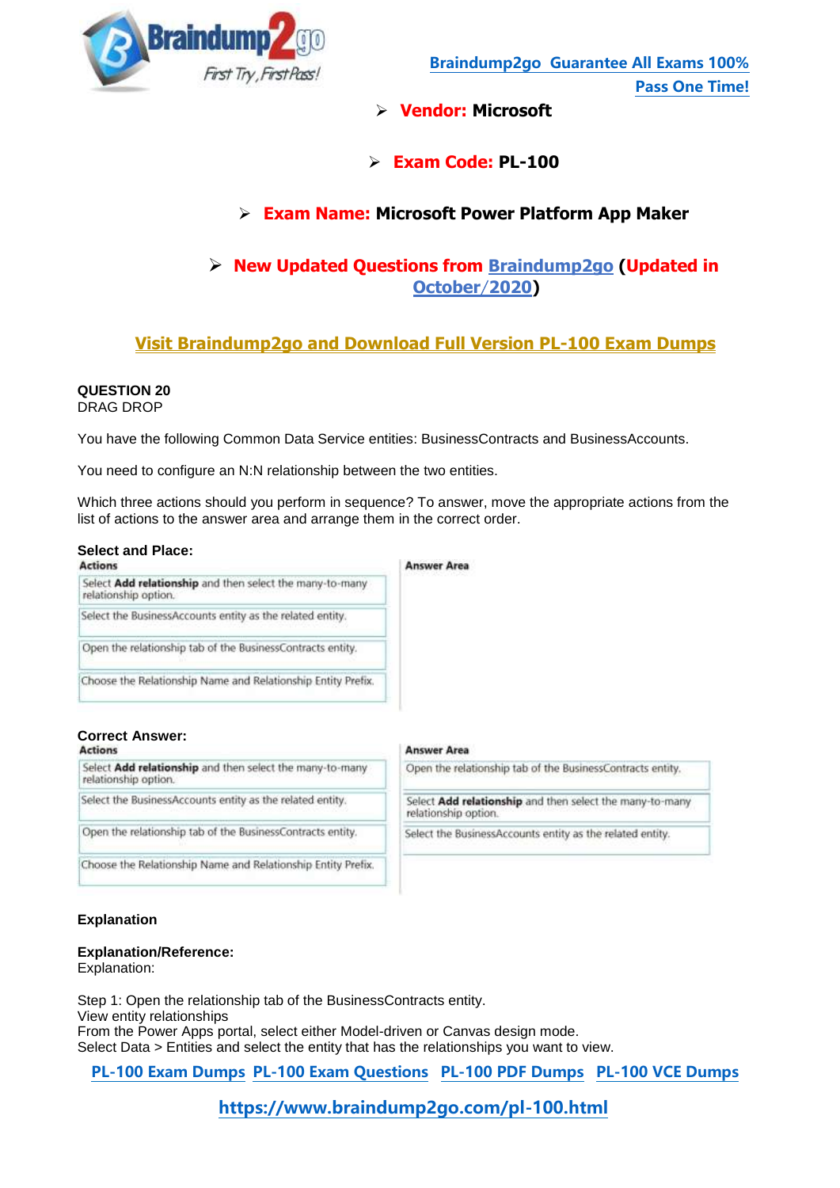Braindump2go Guarantee All Exams 100% Pass One Time!

- **Vendor:** Microsoft
- **Exam Code:** PL-100
- **Exam Name:** Microsoft Power Platform App Maker
- **New Updated Questions from Braindump2go (Updated in October/2020)**

**Visit Braindump2go and Download Full Version PL-100 Exam Dumps**

**QUESTION 20**
DRAG DROP

You have the following Common Data Service entities: BusinessContracts and BusinessAccounts.

You need to configure an N:N relationship between the two entities.

Which three actions should you perform in sequence? To answer, move the appropriate actions from the list of actions to the answer area and arrange them in the correct order.

**Select and Place:**

| Actions | Answer Area |
|---|---|
| Select **Add relationship** and then select the many-to-many relationship option. | |
| Select the BusinessAccounts entity as the related entity. | |
| Open the relationship tab of the BusinessContracts entity. | |
| Choose the Relationship Name and Relationship Entity Prefix. | |

**Correct Answer:**

| Actions | Answer Area |
|---|---|
| Select **Add relationship** and then select the many-to-many relationship option. | Open the relationship tab of the BusinessContracts entity. |
| Select the BusinessAccounts entity as the related entity. | Select **Add relationship** and then select the many-to-many relationship option. |
| Open the relationship tab of the BusinessContracts entity. | Select the BusinessAccounts entity as the related entity. |
| Choose the Relationship Name and Relationship Entity Prefix. | |

**Explanation**

**Explanation/Reference:**
Explanation:

Step 1: Open the relationship tab of the BusinessContracts entity.
View entity relationships
From the Power Apps portal, select either Model-driven or Canvas design mode.
Select Data > Entities and select the entity that has the relationships you want to view.

PL-100 Exam Dumps PL-100 Exam Questions PL-100 PDF Dumps PL-100 VCE Dumps

https://www.braindump2go.com/pl-100.html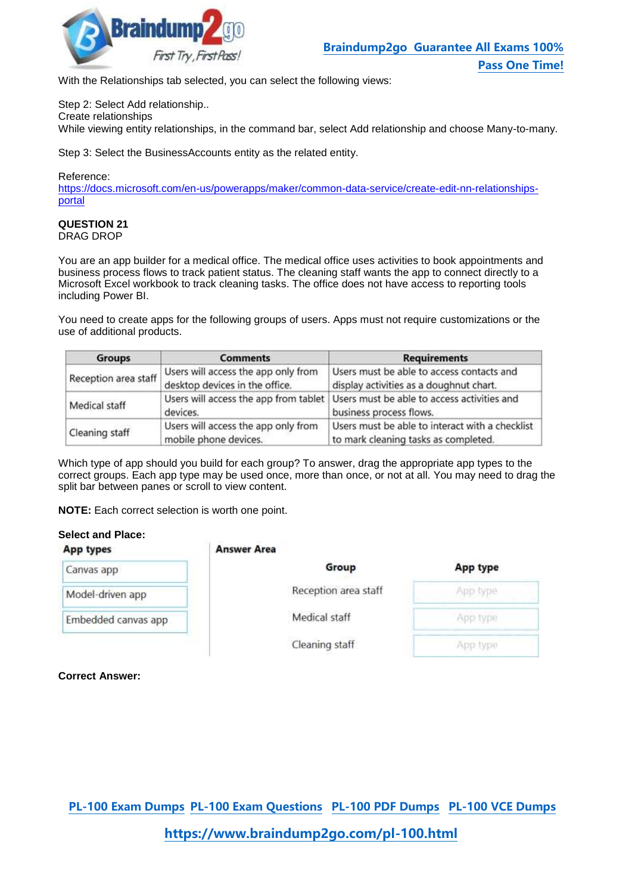With the Relationships tab selected, you can select the following views:

Step 2: Select Add relationship..
Create relationships
While viewing entity relationships, in the command bar, select Add relationship and choose Many-to-many.

Step 3: Select the BusinessAccounts entity as the related entity.

Reference:
https://docs.microsoft.com/en-us/powerapps/maker/common-data-service/create-edit-nn-relationships-portal

**QUESTION 21**
DRAG DROP

You are an app builder for a medical office. The medical office uses activities to book appointments and business process flows to track patient status. The cleaning staff wants the app to connect directly to a Microsoft Excel workbook to track cleaning tasks. The office does not have access to reporting tools including Power BI.

You need to create apps for the following groups of users. Apps must not require customizations or the use of additional products.

| Groups | Comments | Requirements |
|---|---|---|
| Reception area staff | Users will access the app only from desktop devices in the office. | Users must be able to access contacts and display activities as a doughnut chart. |
| Medical staff | Users will access the app from tablet devices. | Users must be able to access activities and business process flows. |
| Cleaning staff | Users will access the app only from mobile phone devices. | Users must be able to interact with a checklist to mark cleaning tasks as completed. |

Which type of app should you build for each group? To answer, drag the appropriate app types to the correct groups. Each app type may be used once, more than once, or not at all. You may need to drag the split bar between panes or scroll to view content.

**NOTE:** Each correct selection is worth one point.

**Select and Place:**

**App types**

- Canvas app
- Model-driven app
- Embedded canvas app

**Answer Area**

| Group | App type |
|---|---|
| Reception area staff | App type |
| Medical staff | App type |
| Cleaning staff | App type |

**Correct Answer:**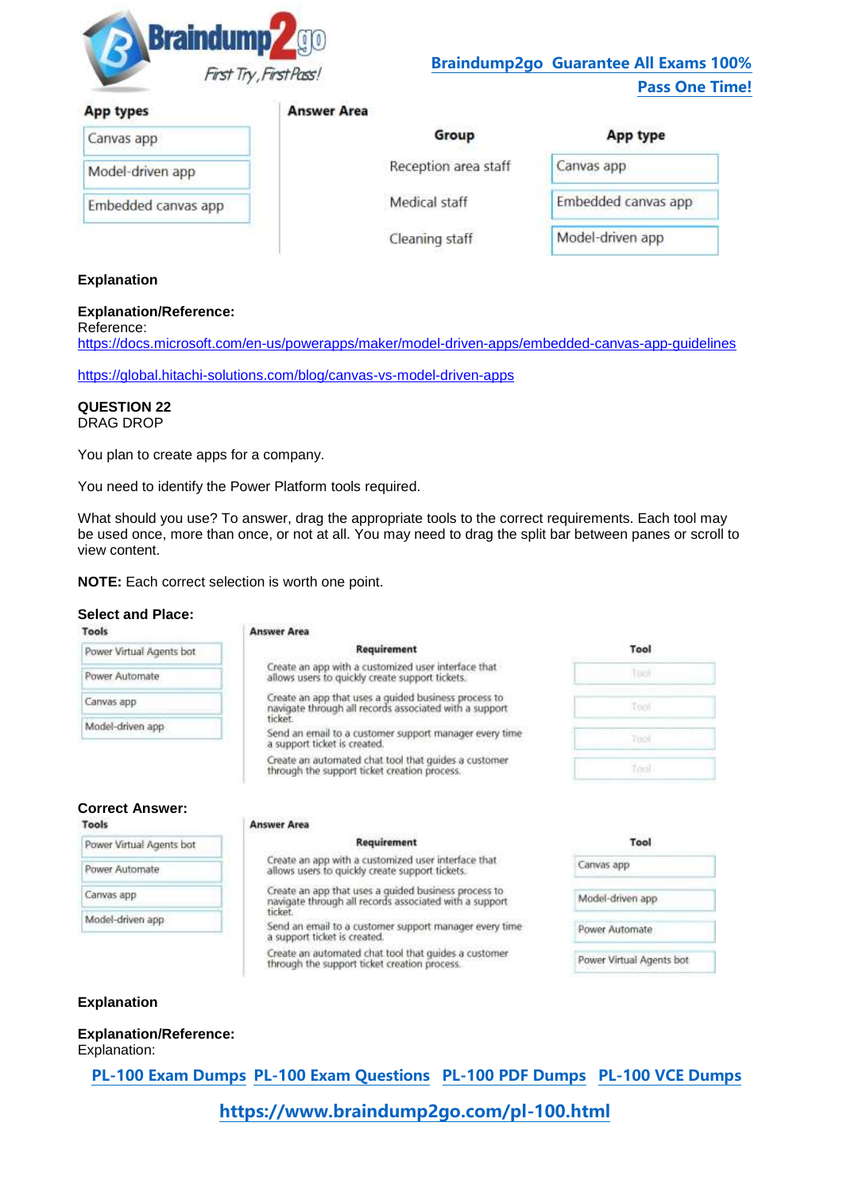**App types**

- Canvas app
- Model-driven app
- Embedded canvas app

**Answer Area**

| Group | App type |
|---|---|
| Reception area staff | Canvas app |
| Medical staff | Embedded canvas app |
| Cleaning staff | Model-driven app |

**Explanation**

**Explanation/Reference:**
Reference:
https://docs.microsoft.com/en-us/powerapps/maker/model-driven-apps/embedded-canvas-app-guidelines

https://global.hitachi-solutions.com/blog/canvas-vs-model-driven-apps

**QUESTION 22**
DRAG DROP

You plan to create apps for a company.

You need to identify the Power Platform tools required.

What should you use? To answer, drag the appropriate tools to the correct requirements. Each tool may be used once, more than once, or not at all. You may need to drag the split bar between panes or scroll to view content.

**NOTE:** Each correct selection is worth one point.

**Select and Place:**

**Tools**

- Power Virtual Agents bot
- Power Automate
- Canvas app
- Model-driven app

**Answer Area**

| Requirement | Tool |
|---|---|
| Create an app with a customized user interface that allows users to quickly create support tickets. | Tool |
| Create an app that uses a guided business process to navigate through all records associated with a support ticket. | Tool |
| Send an email to a customer support manager every time a support ticket is created. | Tool |
| Create an automated chat tool that guides a customer through the support ticket creation process. | Tool |

**Correct Answer:**

**Tools**

- Power Virtual Agents bot
- Power Automate
- Canvas app
- Model-driven app

**Answer Area**

| Requirement | Tool |
|---|---|
| Create an app with a customized user interface that allows users to quickly create support tickets. | Canvas app |
| Create an app that uses a guided business process to navigate through all records associated with a support ticket. | Model-driven app |
| Send an email to a customer support manager every time a support ticket is created. | Power Automate |
| Create an automated chat tool that guides a customer through the support ticket creation process. | Power Virtual Agents bot |

**Explanation**

**Explanation/Reference:**
Explanation: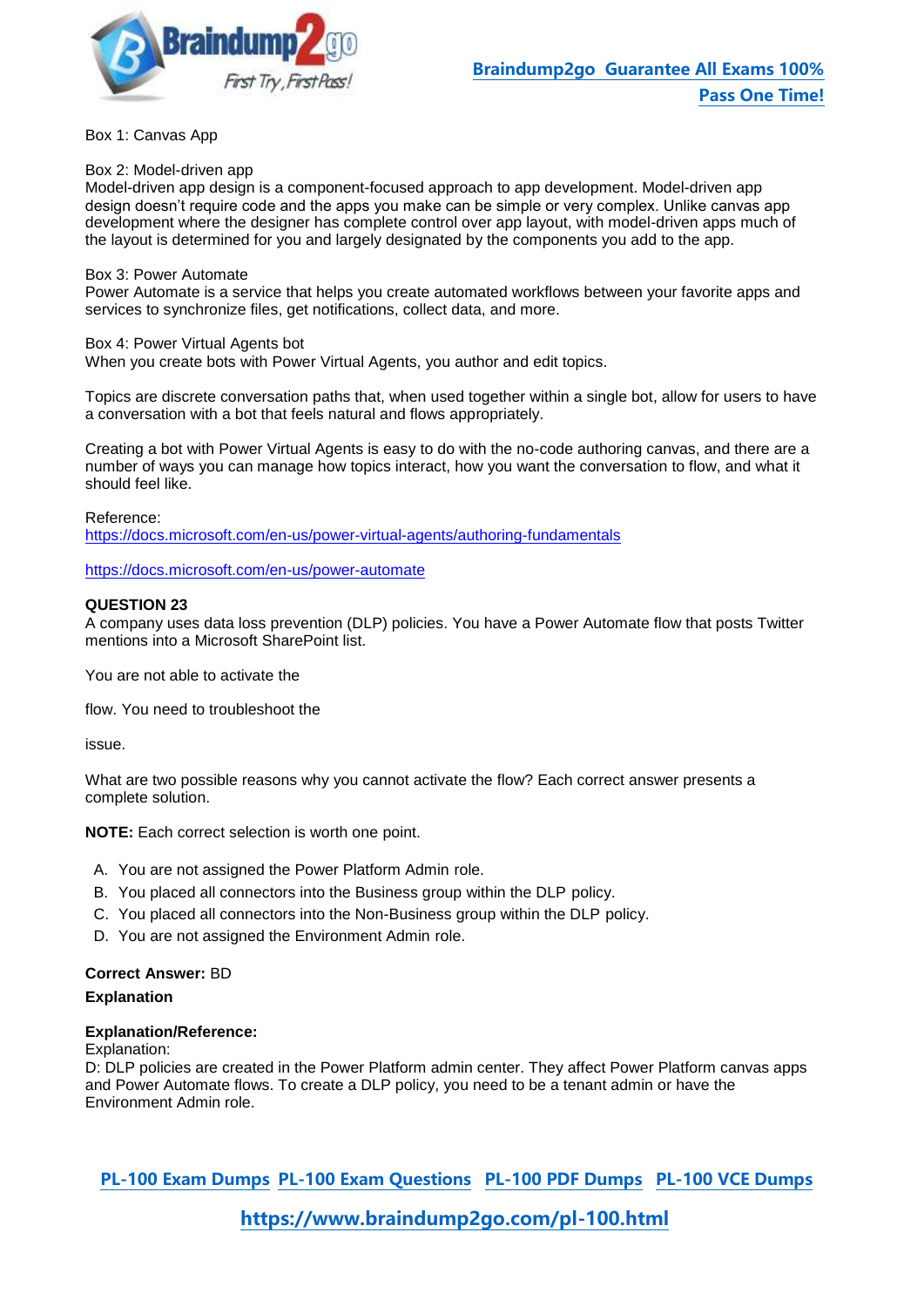Box 1: Canvas App

Box 2: Model-driven app
Model-driven app design is a component-focused approach to app development. Model-driven app design doesn't require code and the apps you make can be simple or very complex. Unlike canvas app development where the designer has complete control over app layout, with model-driven apps much of the layout is determined for you and largely designated by the components you add to the app.

Box 3: Power Automate
Power Automate is a service that helps you create automated workflows between your favorite apps and services to synchronize files, get notifications, collect data, and more.

Box 4: Power Virtual Agents bot
When you create bots with Power Virtual Agents, you author and edit topics.

Topics are discrete conversation paths that, when used together within a single bot, allow for users to have a conversation with a bot that feels natural and flows appropriately.

Creating a bot with Power Virtual Agents is easy to do with the no-code authoring canvas, and there are a number of ways you can manage how topics interact, how you want the conversation to flow, and what it should feel like.

Reference:
https://docs.microsoft.com/en-us/power-virtual-agents/authoring-fundamentals

https://docs.microsoft.com/en-us/power-automate

**QUESTION 23**
A company uses data loss prevention (DLP) policies. You have a Power Automate flow that posts Twitter mentions into a Microsoft SharePoint list.

You are not able to activate the

flow. You need to troubleshoot the

issue.

What are two possible reasons why you cannot activate the flow? Each correct answer presents a complete solution.

**NOTE:** Each correct selection is worth one point.

A. You are not assigned the Power Platform Admin role.
B. You placed all connectors into the Business group within the DLP policy.
C. You placed all connectors into the Non-Business group within the DLP policy.
D. You are not assigned the Environment Admin role.

**Correct Answer:** BD

**Explanation**

**Explanation/Reference:**
Explanation:
D: DLP policies are created in the Power Platform admin center. They affect Power Platform canvas apps and Power Automate flows. To create a DLP policy, you need to be a tenant admin or have the Environment Admin role.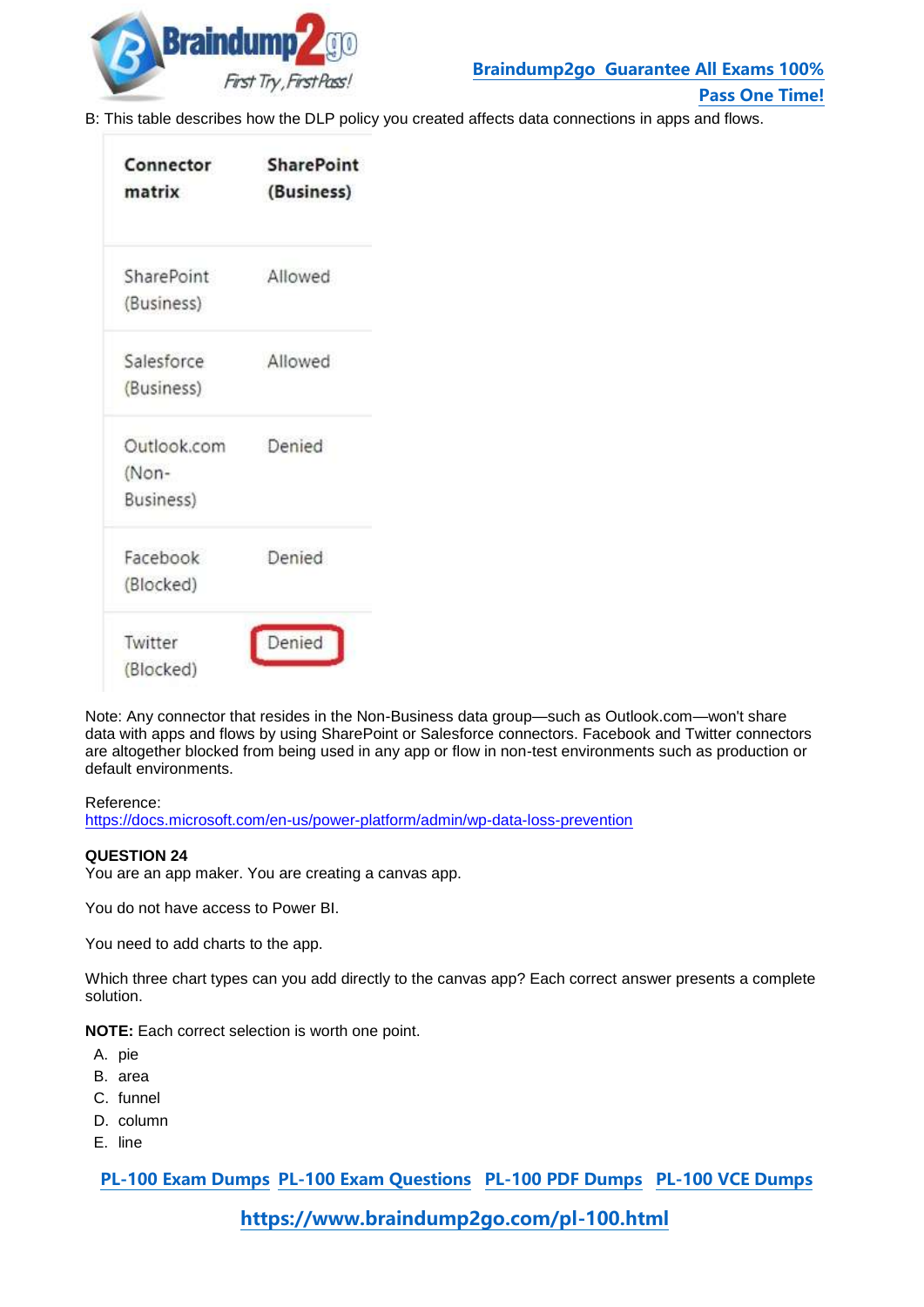B: This table describes how the DLP policy you created affects data connections in apps and flows.

| Connector matrix | SharePoint (Business) |
|---|---|
| SharePoint (Business) | Allowed |
| Salesforce (Business) | Allowed |
| Outlook.com (Non-Business) | Denied |
| Facebook (Blocked) | Denied |
| Twitter (Blocked) | Denied |

Note: Any connector that resides in the Non-Business data group—such as Outlook.com—won't share data with apps and flows by using SharePoint or Salesforce connectors. Facebook and Twitter connectors are altogether blocked from being used in any app or flow in non-test environments such as production or default environments.

Reference:
https://docs.microsoft.com/en-us/power-platform/admin/wp-data-loss-prevention

**QUESTION 24**
You are an app maker. You are creating a canvas app.

You do not have access to Power BI.

You need to add charts to the app.

Which three chart types can you add directly to the canvas app? Each correct answer presents a complete solution.

**NOTE:** Each correct selection is worth one point.

A. pie
B. area
C. funnel
D. column
E. line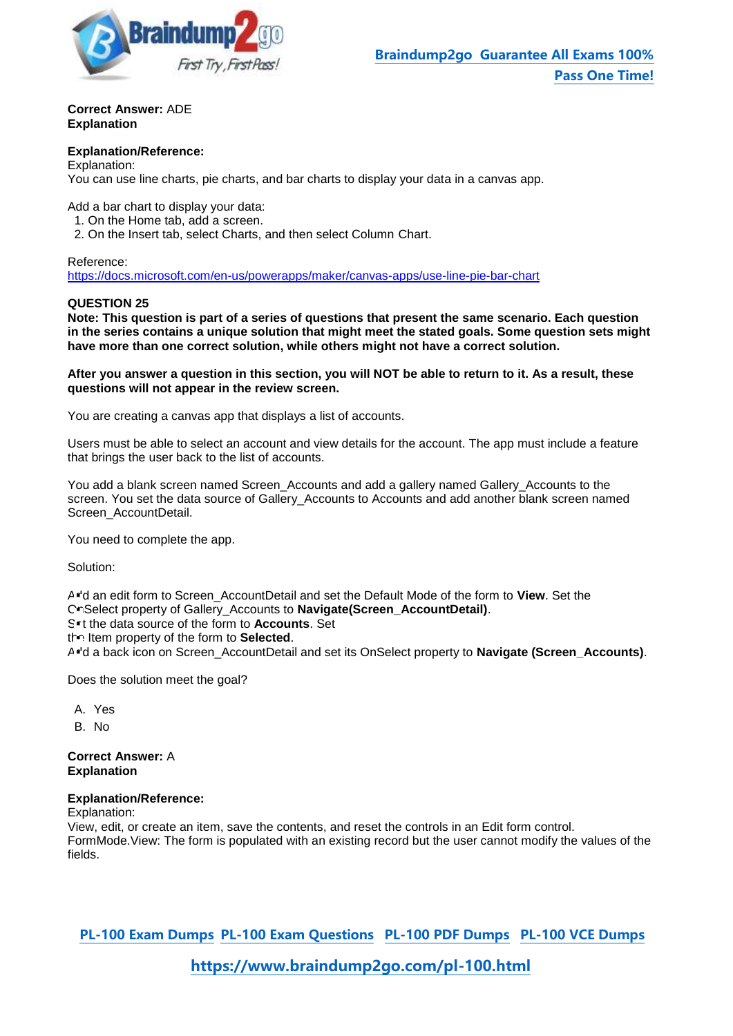**Correct Answer:** ADE
**Explanation**

**Explanation/Reference:**
Explanation:
You can use line charts, pie charts, and bar charts to display your data in a canvas app.

Add a bar chart to display your data:
1. On the Home tab, add a screen.
2. On the Insert tab, select Charts, and then select Column Chart.

Reference:
https://docs.microsoft.com/en-us/powerapps/maker/canvas-apps/use-line-pie-bar-chart

**QUESTION 25**
**Note: This question is part of a series of questions that present the same scenario. Each question in the series contains a unique solution that might meet the stated goals. Some question sets might have more than one correct solution, while others might not have a correct solution.**

**After you answer a question in this section, you will NOT be able to return to it. As a result, these questions will not appear in the review screen.**

You are creating a canvas app that displays a list of accounts.

Users must be able to select an account and view details for the account. The app must include a feature that brings the user back to the list of accounts.

You add a blank screen named Screen_Accounts and add a gallery named Gallery_Accounts to the screen. You set the data source of Gallery_Accounts to Accounts and add another blank screen named Screen_AccountDetail.

You need to complete the app.

Solution:

Add an edit form to Screen_AccountDetail and set the Default Mode of the form to **View**. Set the OnSelect property of Gallery_Accounts to **Navigate(Screen_AccountDetail)**.
Set the data source of the form to **Accounts**. Set the Item property of the form to **Selected**.
Add a back icon on Screen_AccountDetail and set its OnSelect property to **Navigate (Screen_Accounts)**.

Does the solution meet the goal?

A. Yes
B. No

**Correct Answer:** A
**Explanation**

**Explanation/Reference:**
Explanation:
View, edit, or create an item, save the contents, and reset the controls in an Edit form control.
FormMode.View: The form is populated with an existing record but the user cannot modify the values of the fields.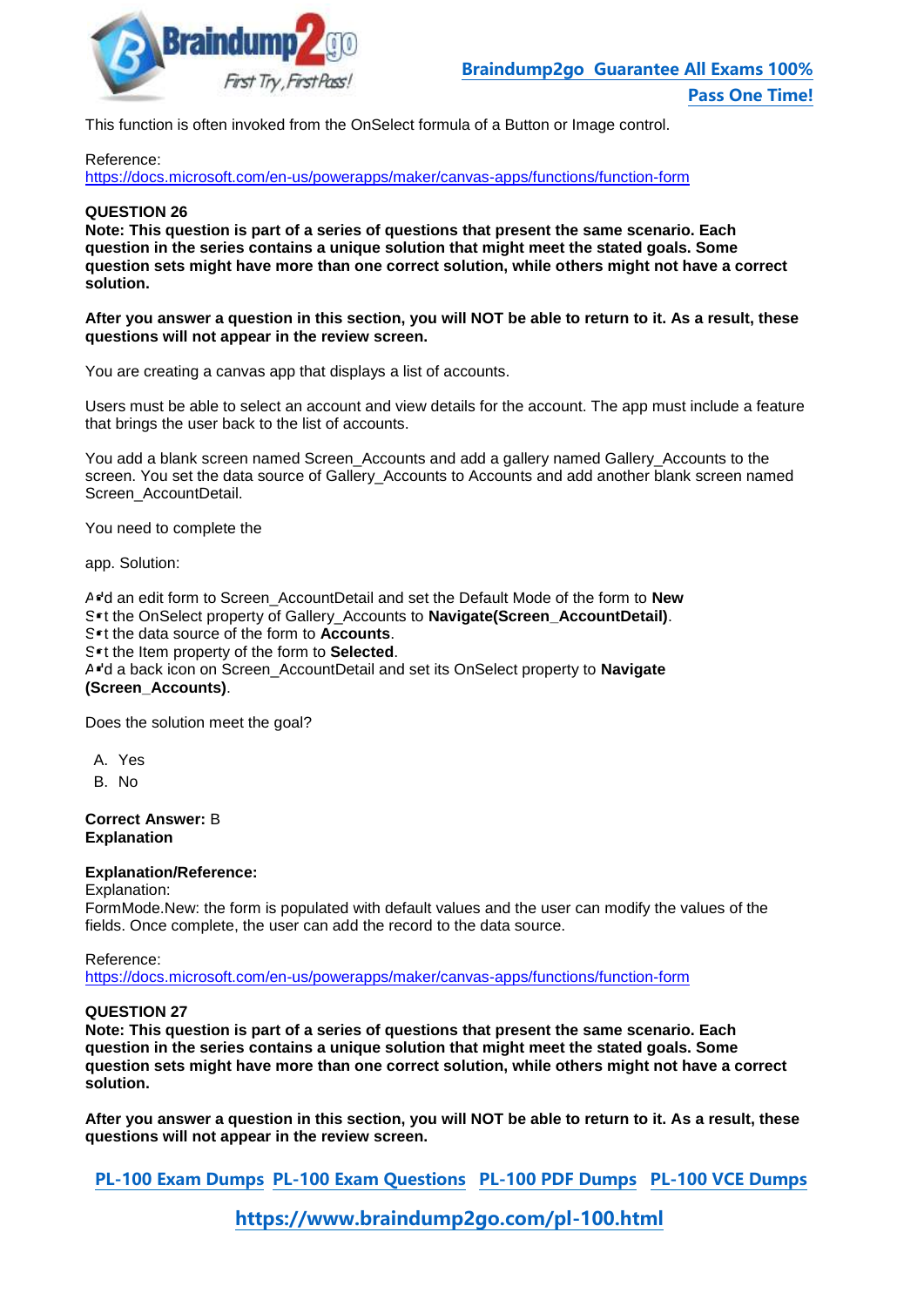This function is often invoked from the OnSelect formula of a Button or Image control.

Reference:
https://docs.microsoft.com/en-us/powerapps/maker/canvas-apps/functions/function-form

**QUESTION 26**
**Note: This question is part of a series of questions that present the same scenario. Each question in the series contains a unique solution that might meet the stated goals. Some question sets might have more than one correct solution, while others might not have a correct solution.**

**After you answer a question in this section, you will NOT be able to return to it. As a result, these questions will not appear in the review screen.**

You are creating a canvas app that displays a list of accounts.

Users must be able to select an account and view details for the account. The app must include a feature that brings the user back to the list of accounts.

You add a blank screen named Screen_Accounts and add a gallery named Gallery_Accounts to the screen. You set the data source of Gallery_Accounts to Accounts and add another blank screen named Screen_AccountDetail.

You need to complete the

app. Solution:

Add an edit form to Screen_AccountDetail and set the Default Mode of the form to **New**
Set the OnSelect property of Gallery_Accounts to **Navigate(Screen_AccountDetail)**.
Set the data source of the form to **Accounts**.
Set the Item property of the form to **Selected**.
Add a back icon on Screen_AccountDetail and set its OnSelect property to **Navigate (Screen_Accounts)**.

Does the solution meet the goal?

A. Yes
B. No

**Correct Answer:** B
**Explanation**

**Explanation/Reference:**
Explanation:
FormMode.New: the form is populated with default values and the user can modify the values of the fields. Once complete, the user can add the record to the data source.

Reference:
https://docs.microsoft.com/en-us/powerapps/maker/canvas-apps/functions/function-form

**QUESTION 27**
**Note: This question is part of a series of questions that present the same scenario. Each question in the series contains a unique solution that might meet the stated goals. Some question sets might have more than one correct solution, while others might not have a correct solution.**

**After you answer a question in this section, you will NOT be able to return to it. As a result, these questions will not appear in the review screen.**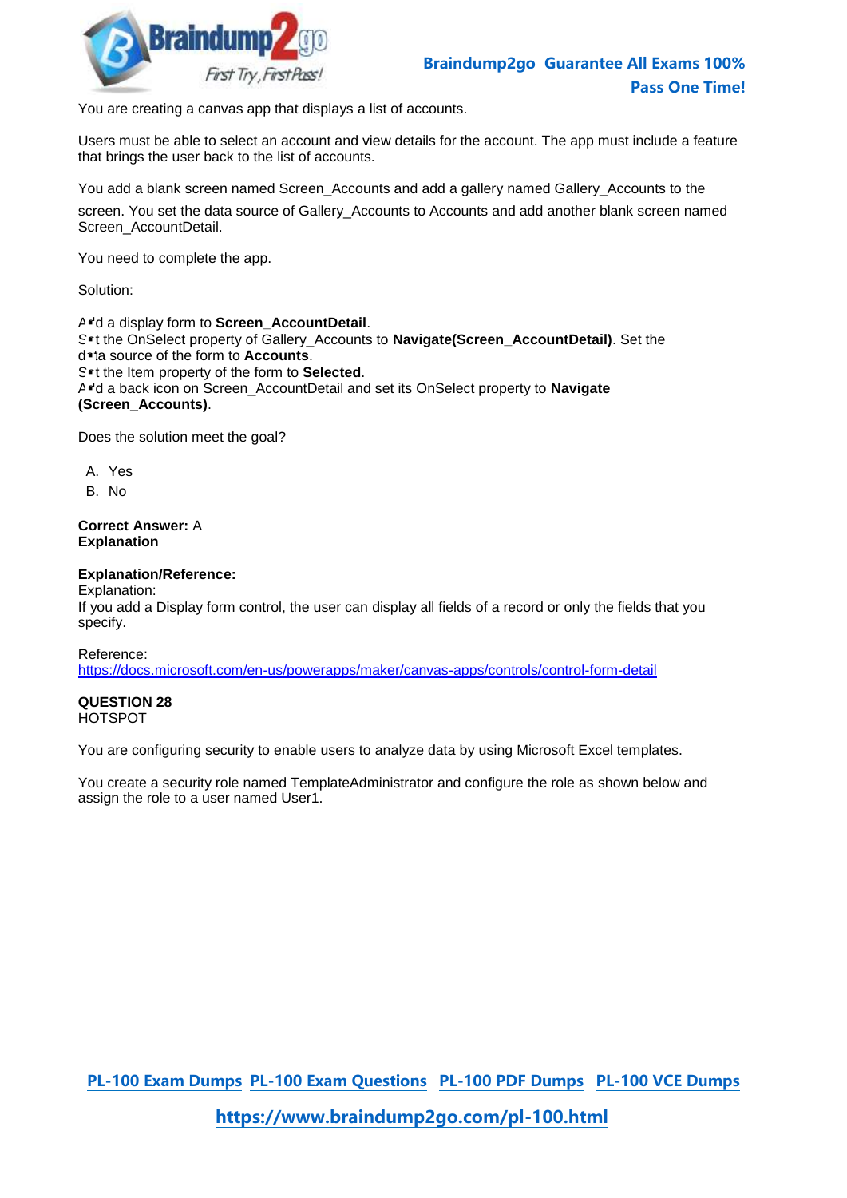You are creating a canvas app that displays a list of accounts.

Users must be able to select an account and view details for the account. The app must include a feature that brings the user back to the list of accounts.

You add a blank screen named Screen_Accounts and add a gallery named Gallery_Accounts to the screen. You set the data source of Gallery_Accounts to Accounts and add another blank screen named Screen_AccountDetail.

You need to complete the app.

Solution:

Add a display form to **Screen_AccountDetail**.
Set the OnSelect property of Gallery_Accounts to **Navigate(Screen_AccountDetail)**. Set the data source of the form to **Accounts**.
Set the Item property of the form to **Selected**.
Add a back icon on Screen_AccountDetail and set its OnSelect property to **Navigate (Screen_Accounts)**.

Does the solution meet the goal?

A. Yes
B. No

**Correct Answer:** A
**Explanation**

**Explanation/Reference:**
Explanation:
If you add a Display form control, the user can display all fields of a record or only the fields that you specify.

Reference:
https://docs.microsoft.com/en-us/powerapps/maker/canvas-apps/controls/control-form-detail

**QUESTION 28**
HOTSPOT

You are configuring security to enable users to analyze data by using Microsoft Excel templates.

You create a security role named TemplateAdministrator and configure the role as shown below and assign the role to a user named User1.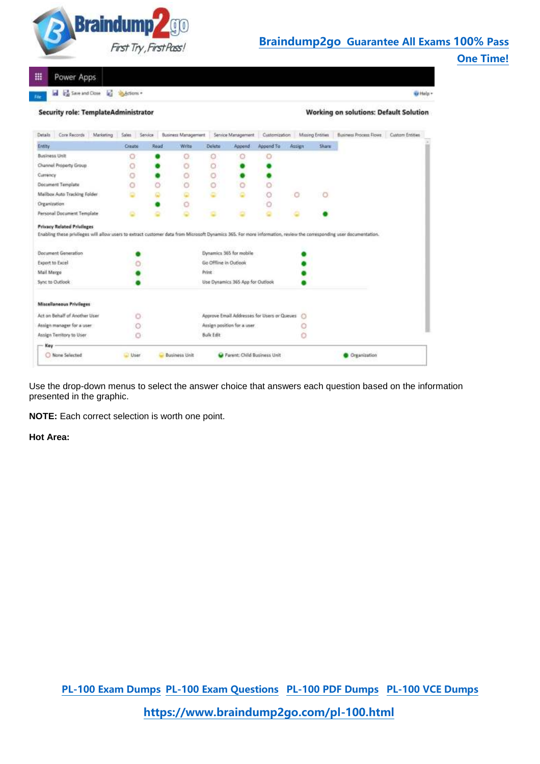Power Apps

Save and Close | Actions

Security role: TemplateAdministrator

Working on solutions: Default Solution

Details | Core Records | Marketing | Sales | Service | Business Management | Service Management | Customization | Missing Entities | Business Process Flows | Custom Entities

| Entity | Create | Read | Write | Delete | Append | Append To | Assign | Share |
|---|---|---|---|---|---|---|---|---|
| Business Unit | None Selected | Organization | None Selected | None Selected | None Selected | None Selected | | |
| Channel Property Group | None Selected | Organization | None Selected | None Selected | Organization | Organization | | |
| Currency | None Selected | Organization | None Selected | None Selected | Organization | Organization | | |
| Document Template | None Selected | None Selected | None Selected | None Selected | None Selected | None Selected | | |
| Mailbox Auto Tracking Folder | User | User | User | User | User | None Selected | None Selected | None Selected |
| Organization | | Organization | None Selected | | | None Selected | | |
| Personal Document Template | User | User | User | User | User | User | User | Organization |

**Privacy Related Privileges**

Enabling these privileges will allow users to extract customer data from Microsoft Dynamics 365. For more information, review the corresponding user documentation.

| Privilege | Level | Privilege | Level |
|---|---|---|---|
| Document Generation | Organization | Dynamics 365 for mobile | Organization |
| Export to Excel | None Selected | Go Offline in Outlook | Organization |
| Mail Merge | Organization | Print | Organization |
| Sync to Outlook | Organization | Use Dynamics 365 App for Outlook | Organization |

**Miscellaneous Privileges**

| Privilege | Level | Privilege | Level |
|---|---|---|---|
| Act on Behalf of Another User | None Selected | Approve Email Addresses for Users or Queues | None Selected |
| Assign manager for a user | None Selected | Assign position for a user | None Selected |
| Assign Territory to User | None Selected | Bulk Edit | None Selected |

Key: None Selected | User | Business Unit | Parent: Child Business Unit | Organization

Use the drop-down menus to select the answer choice that answers each question based on the information presented in the graphic.

**NOTE:** Each correct selection is worth one point.

**Hot Area:**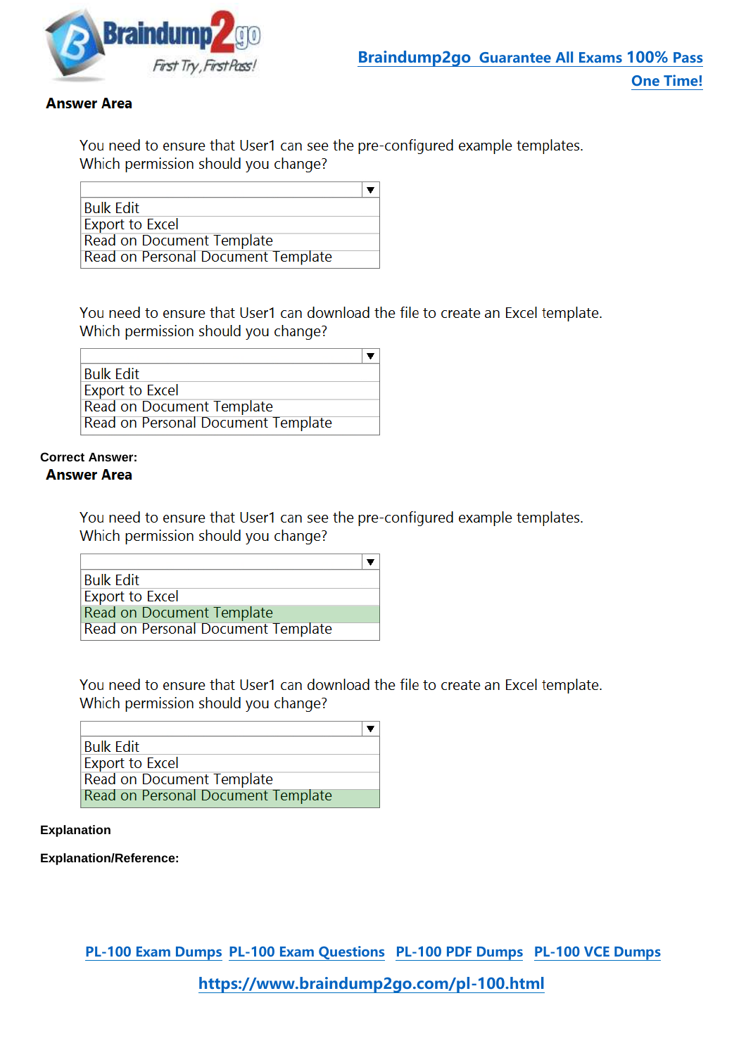**Answer Area**

You need to ensure that User1 can see the pre-configured example templates.
Which permission should you change?

- Bulk Edit
- Export to Excel
- Read on Document Template
- Read on Personal Document Template

You need to ensure that User1 can download the file to create an Excel template.
Which permission should you change?

- Bulk Edit
- Export to Excel
- Read on Document Template
- Read on Personal Document Template

**Correct Answer:**

**Answer Area**

You need to ensure that User1 can see the pre-configured example templates.
Which permission should you change?

- Bulk Edit
- Export to Excel
- **Read on Document Template**
- Read on Personal Document Template

You need to ensure that User1 can download the file to create an Excel template.
Which permission should you change?

- Bulk Edit
- Export to Excel
- Read on Document Template
- **Read on Personal Document Template**

**Explanation**

**Explanation/Reference:**